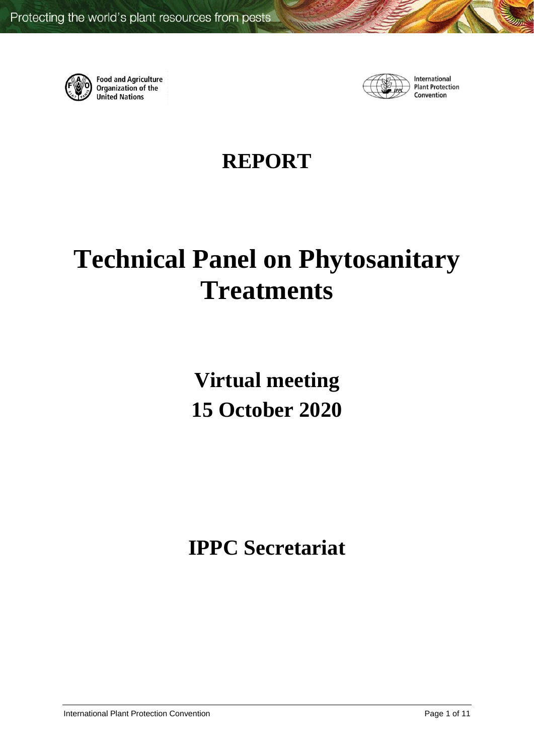Food and Agriculture Organization of the United Nations

International Plant Protection Convention

# REPORT

# Technical Panel on Phytosanitary Treatments

## Virtual meeting
## 15 October 2020

## IPPC Secretariat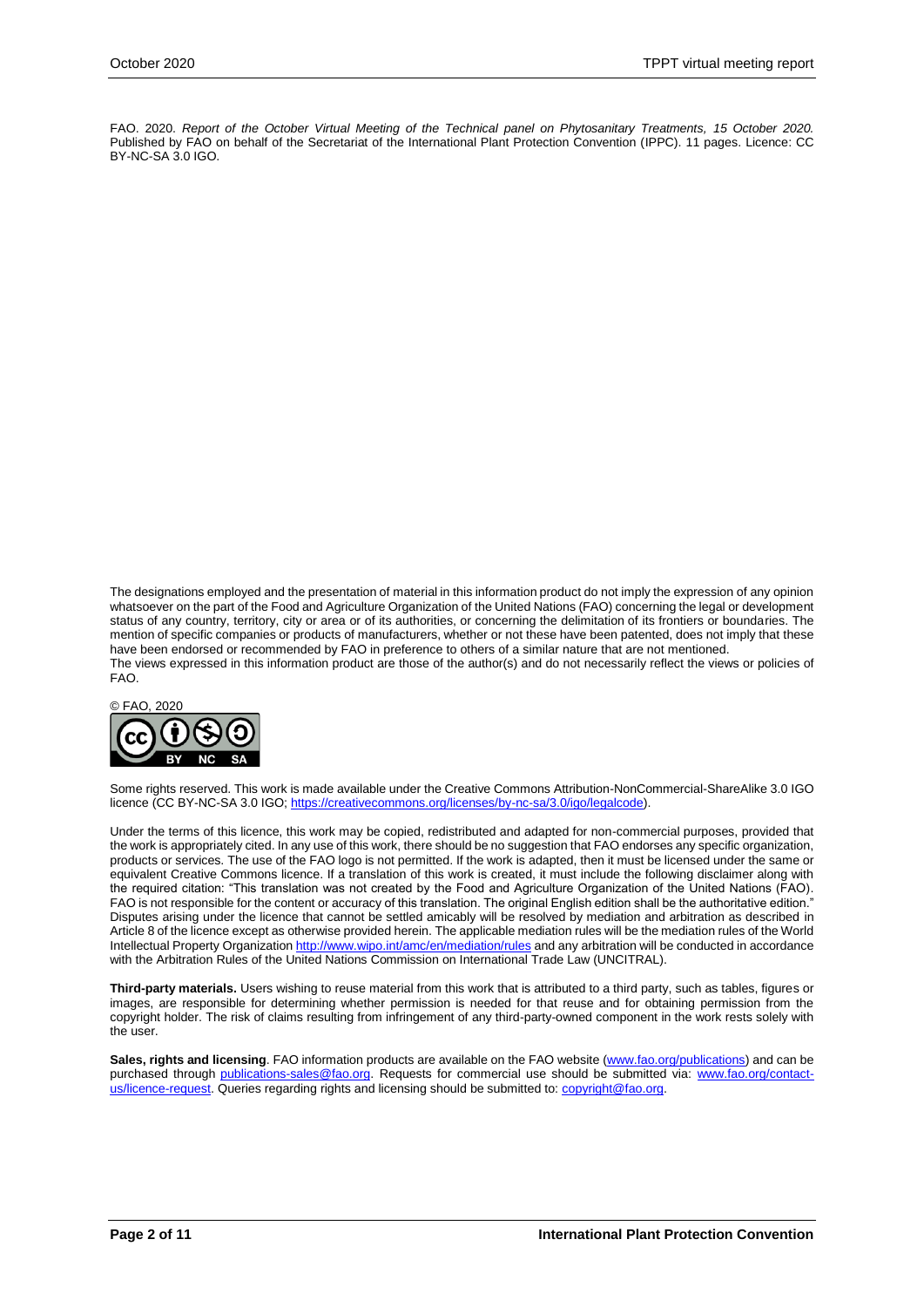FAO. 2020. *Report of the October Virtual Meeting of the Technical panel on Phytosanitary Treatments, 15 October 2020.* Published by FAO on behalf of the Secretariat of the International Plant Protection Convention (IPPC). 11 pages. Licence: CC BY-NC-SA 3.0 IGO.

The designations employed and the presentation of material in this information product do not imply the expression of any opinion whatsoever on the part of the Food and Agriculture Organization of the United Nations (FAO) concerning the legal or development status of any country, territory, city or area or of its authorities, or concerning the delimitation of its frontiers or boundaries. The mention of specific companies or products of manufacturers, whether or not these have been patented, does not imply that these have been endorsed or recommended by FAO in preference to others of a similar nature that are not mentioned.
The views expressed in this information product are those of the author(s) and do not necessarily reflect the views or policies of FAO.

© FAO, 2020

Some rights reserved. This work is made available under the Creative Commons Attribution-NonCommercial-ShareAlike 3.0 IGO licence (CC BY-NC-SA 3.0 IGO; https://creativecommons.org/licenses/by-nc-sa/3.0/igo/legalcode).

Under the terms of this licence, this work may be copied, redistributed and adapted for non-commercial purposes, provided that the work is appropriately cited. In any use of this work, there should be no suggestion that FAO endorses any specific organization, products or services. The use of the FAO logo is not permitted. If the work is adapted, then it must be licensed under the same or equivalent Creative Commons licence. If a translation of this work is created, it must include the following disclaimer along with the required citation: "This translation was not created by the Food and Agriculture Organization of the United Nations (FAO). FAO is not responsible for the content or accuracy of this translation. The original English edition shall be the authoritative edition." Disputes arising under the licence that cannot be settled amicably will be resolved by mediation and arbitration as described in Article 8 of the licence except as otherwise provided herein. The applicable mediation rules will be the mediation rules of the World Intellectual Property Organization http://www.wipo.int/amc/en/mediation/rules and any arbitration will be conducted in accordance with the Arbitration Rules of the United Nations Commission on International Trade Law (UNCITRAL).

**Third-party materials.** Users wishing to reuse material from this work that is attributed to a third party, such as tables, figures or images, are responsible for determining whether permission is needed for that reuse and for obtaining permission from the copyright holder. The risk of claims resulting from infringement of any third-party-owned component in the work rests solely with the user.

**Sales, rights and licensing**. FAO information products are available on the FAO website (www.fao.org/publications) and can be purchased through publications-sales@fao.org. Requests for commercial use should be submitted via: www.fao.org/contact-us/licence-request. Queries regarding rights and licensing should be submitted to: copyright@fao.org.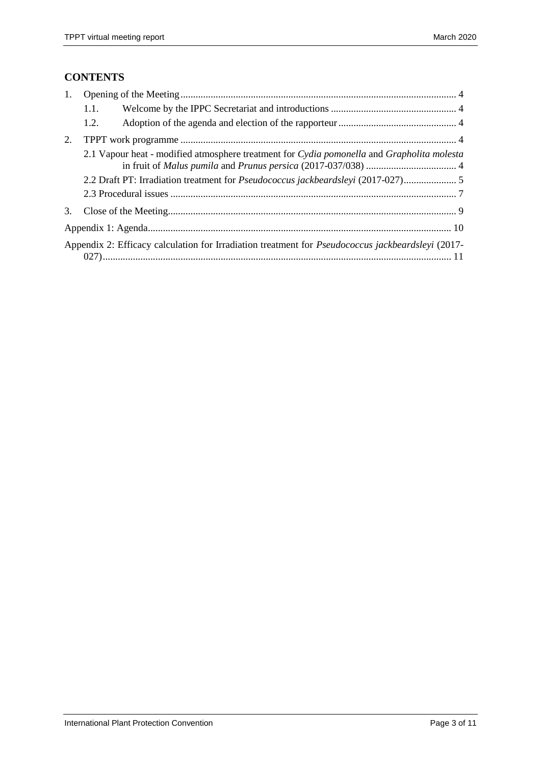## CONTENTS

1. Opening of the Meeting ........................................................................................................ 4
   - 1.1. Welcome by the IPPC Secretariat and introductions .................................................. 4
   - 1.2. Adoption of the agenda and election of the rapporteur ............................................... 4
2. TPPT work programme ......................................................................................................... 4
   - 2.1 Vapour heat - modified atmosphere treatment for *Cydia pomonella* and *Grapholita molesta* in fruit of *Malus pumila* and *Prunus persica* (2017-037/038) ................................... 4
   - 2.2 Draft PT: Irradiation treatment for *Pseudococcus jackbeardsleyi* (2017-027) ..................... 5
   - 2.3 Procedural issues ................................................................................................. 7
3. Close of the Meeting ............................................................................................................ 9

Appendix 1: Agenda ................................................................................................................ 10

Appendix 2: Efficacy calculation for Irradiation treatment for *Pseudococcus jackbeardsleyi* (2017-027) ...................................................................................................................................... 11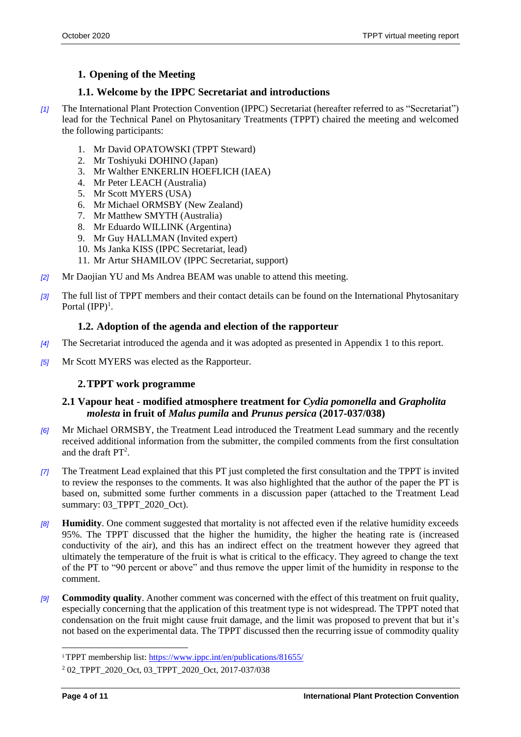## 1. Opening of the Meeting

### 1.1. Welcome by the IPPC Secretariat and introductions

*[1]* The International Plant Protection Convention (IPPC) Secretariat (hereafter referred to as "Secretariat") lead for the Technical Panel on Phytosanitary Treatments (TPPT) chaired the meeting and welcomed the following participants:

1. Mr David OPATOWSKI (TPPT Steward)
2. Mr Toshiyuki DOHINO (Japan)
3. Mr Walther ENKERLIN HOEFLICH (IAEA)
4. Mr Peter LEACH (Australia)
5. Mr Scott MYERS (USA)
6. Mr Michael ORMSBY (New Zealand)
7. Mr Matthew SMYTH (Australia)
8. Mr Eduardo WILLINK (Argentina)
9. Mr Guy HALLMAN (Invited expert)
10. Ms Janka KISS (IPPC Secretariat, lead)
11. Mr Artur SHAMILOV (IPPC Secretariat, support)

*[2]* Mr Daojian YU and Ms Andrea BEAM was unable to attend this meeting.

*[3]* The full list of TPPT members and their contact details can be found on the International Phytosanitary Portal (IPP)[1].

### 1.2. Adoption of the agenda and election of the rapporteur

*[4]* The Secretariat introduced the agenda and it was adopted as presented in Appendix 1 to this report.

*[5]* Mr Scott MYERS was elected as the Rapporteur.

## 2. TPPT work programme

### 2.1 Vapour heat - modified atmosphere treatment for *Cydia pomonella* and *Grapholita molesta* in fruit of *Malus pumila* and *Prunus persica* (2017-037/038)

*[6]* Mr Michael ORMSBY, the Treatment Lead introduced the Treatment Lead summary and the recently received additional information from the submitter, the compiled comments from the first consultation and the draft PT[2].

*[7]* The Treatment Lead explained that this PT just completed the first consultation and the TPPT is invited to review the responses to the comments. It was also highlighted that the author of the paper the PT is based on, submitted some further comments in a discussion paper (attached to the Treatment Lead summary: 03_TPPT_2020_Oct).

*[8]* **Humidity**. One comment suggested that mortality is not affected even if the relative humidity exceeds 95%. The TPPT discussed that the higher the humidity, the higher the heating rate is (increased conductivity of the air), and this has an indirect effect on the treatment however they agreed that ultimately the temperature of the fruit is what is critical to the efficacy. They agreed to change the text of the PT to "90 percent or above" and thus remove the upper limit of the humidity in response to the comment.

*[9]* **Commodity quality**. Another comment was concerned with the effect of this treatment on fruit quality, especially concerning that the application of this treatment type is not widespread. The TPPT noted that condensation on the fruit might cause fruit damage, and the limit was proposed to prevent that but it's not based on the experimental data. The TPPT discussed then the recurring issue of commodity quality

---

[1] TPPT membership list: https://www.ippc.int/en/publications/81655/

[2] 02_TPPT_2020_Oct, 03_TPPT_2020_Oct, 2017-037/038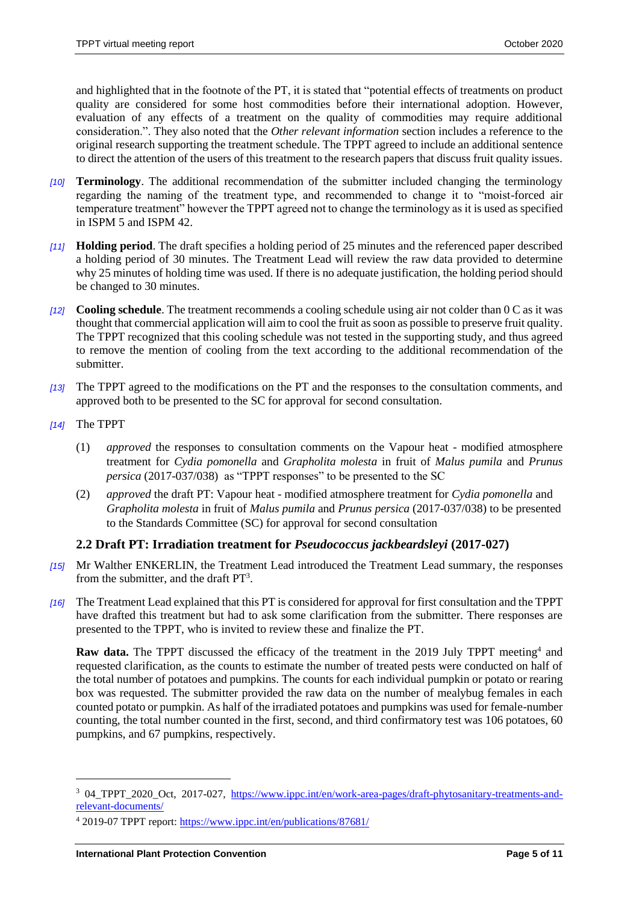and highlighted that in the footnote of the PT, it is stated that "potential effects of treatments on product quality are considered for some host commodities before their international adoption. However, evaluation of any effects of a treatment on the quality of commodities may require additional consideration.". They also noted that the *Other relevant information* section includes a reference to the original research supporting the treatment schedule. The TPPT agreed to include an additional sentence to direct the attention of the users of this treatment to the research papers that discuss fruit quality issues.

*[10]* **Terminology**. The additional recommendation of the submitter included changing the terminology regarding the naming of the treatment type, and recommended to change it to "moist-forced air temperature treatment" however the TPPT agreed not to change the terminology as it is used as specified in ISPM 5 and ISPM 42.

*[11]* **Holding period**. The draft specifies a holding period of 25 minutes and the referenced paper described a holding period of 30 minutes. The Treatment Lead will review the raw data provided to determine why 25 minutes of holding time was used. If there is no adequate justification, the holding period should be changed to 30 minutes.

*[12]* **Cooling schedule**. The treatment recommends a cooling schedule using air not colder than 0 C as it was thought that commercial application will aim to cool the fruit as soon as possible to preserve fruit quality. The TPPT recognized that this cooling schedule was not tested in the supporting study, and thus agreed to remove the mention of cooling from the text according to the additional recommendation of the submitter.

*[13]* The TPPT agreed to the modifications on the PT and the responses to the consultation comments, and approved both to be presented to the SC for approval for second consultation.

*[14]* The TPPT

(1) *approved* the responses to consultation comments on the Vapour heat - modified atmosphere treatment for *Cydia pomonella* and *Grapholita molesta* in fruit of *Malus pumila* and *Prunus persica* (2017-037/038) as "TPPT responses" to be presented to the SC

(2) *approved* the draft PT: Vapour heat - modified atmosphere treatment for *Cydia pomonella* and *Grapholita molesta* in fruit of *Malus pumila* and *Prunus persica* (2017-037/038) to be presented to the Standards Committee (SC) for approval for second consultation

### 2.2 Draft PT: Irradiation treatment for *Pseudococcus jackbeardsleyi* (2017-027)

*[15]* Mr Walther ENKERLIN, the Treatment Lead introduced the Treatment Lead summary, the responses from the submitter, and the draft PT[3].

*[16]* The Treatment Lead explained that this PT is considered for approval for first consultation and the TPPT have drafted this treatment but had to ask some clarification from the submitter. There responses are presented to the TPPT, who is invited to review these and finalize the PT.

**Raw data.** The TPPT discussed the efficacy of the treatment in the 2019 July TPPT meeting[4] and requested clarification, as the counts to estimate the number of treated pests were conducted on half of the total number of potatoes and pumpkins. The counts for each individual pumpkin or potato or rearing box was requested. The submitter provided the raw data on the number of mealybug females in each counted potato or pumpkin. As half of the irradiated potatoes and pumpkins was used for female-number counting, the total number counted in the first, second, and third confirmatory test was 106 potatoes, 60 pumpkins, and 67 pumpkins, respectively.

---

[3] 04_TPPT_2020_Oct, 2017-027, https://www.ippc.int/en/work-area-pages/draft-phytosanitary-treatments-and-relevant-documents/

[4] 2019-07 TPPT report: https://www.ippc.int/en/publications/87681/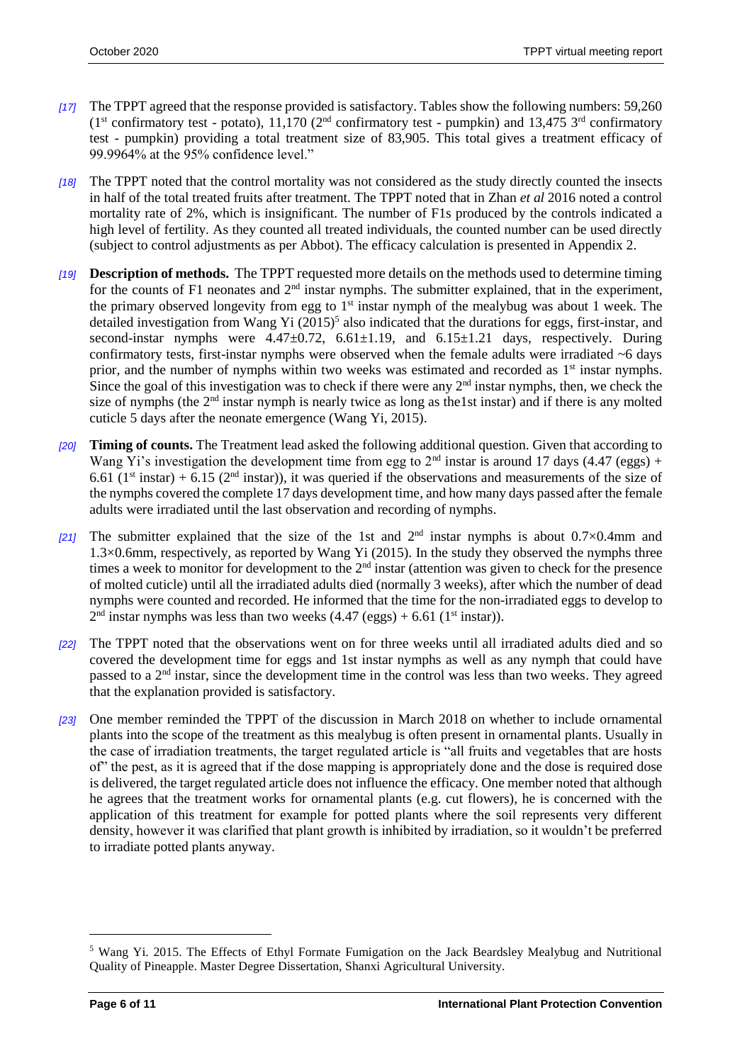*[17]* The TPPT agreed that the response provided is satisfactory. Tables show the following numbers: 59,260 (1st confirmatory test - potato), 11,170 (2nd confirmatory test - pumpkin) and 13,475 3rd confirmatory test - pumpkin) providing a total treatment size of 83,905. This total gives a treatment efficacy of 99.9964% at the 95% confidence level."

*[18]* The TPPT noted that the control mortality was not considered as the study directly counted the insects in half of the total treated fruits after treatment. The TPPT noted that in Zhan *et al* 2016 noted a control mortality rate of 2%, which is insignificant. The number of F1s produced by the controls indicated a high level of fertility. As they counted all treated individuals, the counted number can be used directly (subject to control adjustments as per Abbot). The efficacy calculation is presented in Appendix 2.

*[19]* **Description of methods.** The TPPT requested more details on the methods used to determine timing for the counts of F1 neonates and 2nd instar nymphs. The submitter explained, that in the experiment, the primary observed longevity from egg to 1st instar nymph of the mealybug was about 1 week. The detailed investigation from Wang Yi (2015)[5] also indicated that the durations for eggs, first-instar, and second-instar nymphs were 4.47±0.72, 6.61±1.19, and 6.15±1.21 days, respectively. During confirmatory tests, first-instar nymphs were observed when the female adults were irradiated ~6 days prior, and the number of nymphs within two weeks was estimated and recorded as 1st instar nymphs. Since the goal of this investigation was to check if there were any 2nd instar nymphs, then, we check the size of nymphs (the 2nd instar nymph is nearly twice as long as the1st instar) and if there is any molted cuticle 5 days after the neonate emergence (Wang Yi, 2015).

*[20]* **Timing of counts.** The Treatment lead asked the following additional question. Given that according to Wang Yi's investigation the development time from egg to 2nd instar is around 17 days (4.47 (eggs) + 6.61 (1st instar) + 6.15 (2nd instar)), it was queried if the observations and measurements of the size of the nymphs covered the complete 17 days development time, and how many days passed after the female adults were irradiated until the last observation and recording of nymphs.

*[21]* The submitter explained that the size of the 1st and 2nd instar nymphs is about 0.7×0.4mm and 1.3×0.6mm, respectively, as reported by Wang Yi (2015). In the study they observed the nymphs three times a week to monitor for development to the 2nd instar (attention was given to check for the presence of molted cuticle) until all the irradiated adults died (normally 3 weeks), after which the number of dead nymphs were counted and recorded. He informed that the time for the non-irradiated eggs to develop to 2nd instar nymphs was less than two weeks (4.47 (eggs) + 6.61 (1st instar)).

*[22]* The TPPT noted that the observations went on for three weeks until all irradiated adults died and so covered the development time for eggs and 1st instar nymphs as well as any nymph that could have passed to a 2nd instar, since the development time in the control was less than two weeks. They agreed that the explanation provided is satisfactory.

*[23]* One member reminded the TPPT of the discussion in March 2018 on whether to include ornamental plants into the scope of the treatment as this mealybug is often present in ornamental plants. Usually in the case of irradiation treatments, the target regulated article is "all fruits and vegetables that are hosts of" the pest, as it is agreed that if the dose mapping is appropriately done and the dose is required dose is delivered, the target regulated article does not influence the efficacy. One member noted that although he agrees that the treatment works for ornamental plants (e.g. cut flowers), he is concerned with the application of this treatment for example for potted plants where the soil represents very different density, however it was clarified that plant growth is inhibited by irradiation, so it wouldn't be preferred to irradiate potted plants anyway.

---

[5] Wang Yi. 2015. The Effects of Ethyl Formate Fumigation on the Jack Beardsley Mealybug and Nutritional Quality of Pineapple. Master Degree Dissertation, Shanxi Agricultural University.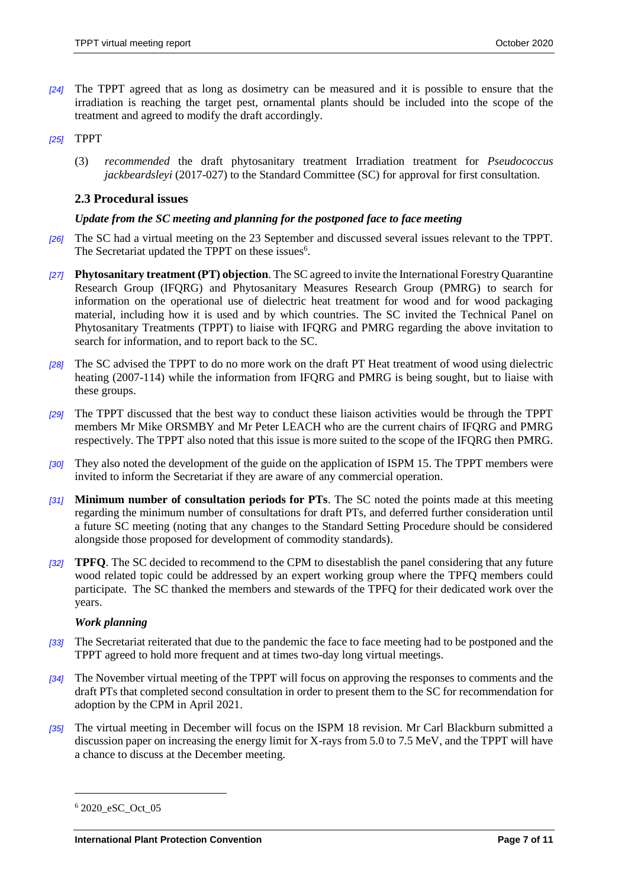*[24]* The TPPT agreed that as long as dosimetry can be measured and it is possible to ensure that the irradiation is reaching the target pest, ornamental plants should be included into the scope of the treatment and agreed to modify the draft accordingly.

*[25]* TPPT

(3) *recommended* the draft phytosanitary treatment Irradiation treatment for *Pseudococcus jackbeardsleyi* (2017-027) to the Standard Committee (SC) for approval for first consultation.

## 2.3 Procedural issues

***Update from the SC meeting and planning for the postponed face to face meeting***

*[26]* The SC had a virtual meeting on the 23 September and discussed several issues relevant to the TPPT. The Secretariat updated the TPPT on these issues[6].

*[27]* **Phytosanitary treatment (PT) objection**. The SC agreed to invite the International Forestry Quarantine Research Group (IFQRG) and Phytosanitary Measures Research Group (PMRG) to search for information on the operational use of dielectric heat treatment for wood and for wood packaging material, including how it is used and by which countries. The SC invited the Technical Panel on Phytosanitary Treatments (TPPT) to liaise with IFQRG and PMRG regarding the above invitation to search for information, and to report back to the SC.

*[28]* The SC advised the TPPT to do no more work on the draft PT Heat treatment of wood using dielectric heating (2007-114) while the information from IFQRG and PMRG is being sought, but to liaise with these groups.

*[29]* The TPPT discussed that the best way to conduct these liaison activities would be through the TPPT members Mr Mike ORSMBY and Mr Peter LEACH who are the current chairs of IFQRG and PMRG respectively. The TPPT also noted that this issue is more suited to the scope of the IFQRG then PMRG.

*[30]* They also noted the development of the guide on the application of ISPM 15. The TPPT members were invited to inform the Secretariat if they are aware of any commercial operation.

*[31]* **Minimum number of consultation periods for PTs**. The SC noted the points made at this meeting regarding the minimum number of consultations for draft PTs, and deferred further consideration until a future SC meeting (noting that any changes to the Standard Setting Procedure should be considered alongside those proposed for development of commodity standards).

*[32]* **TPFQ**. The SC decided to recommend to the CPM to disestablish the panel considering that any future wood related topic could be addressed by an expert working group where the TPFQ members could participate. The SC thanked the members and stewards of the TPFQ for their dedicated work over the years.

***Work planning***

*[33]* The Secretariat reiterated that due to the pandemic the face to face meeting had to be postponed and the TPPT agreed to hold more frequent and at times two-day long virtual meetings.

*[34]* The November virtual meeting of the TPPT will focus on approving the responses to comments and the draft PTs that completed second consultation in order to present them to the SC for recommendation for adoption by the CPM in April 2021.

*[35]* The virtual meeting in December will focus on the ISPM 18 revision. Mr Carl Blackburn submitted a discussion paper on increasing the energy limit for X-rays from 5.0 to 7.5 MeV, and the TPPT will have a chance to discuss at the December meeting.

---

[6] 2020_eSC_Oct_05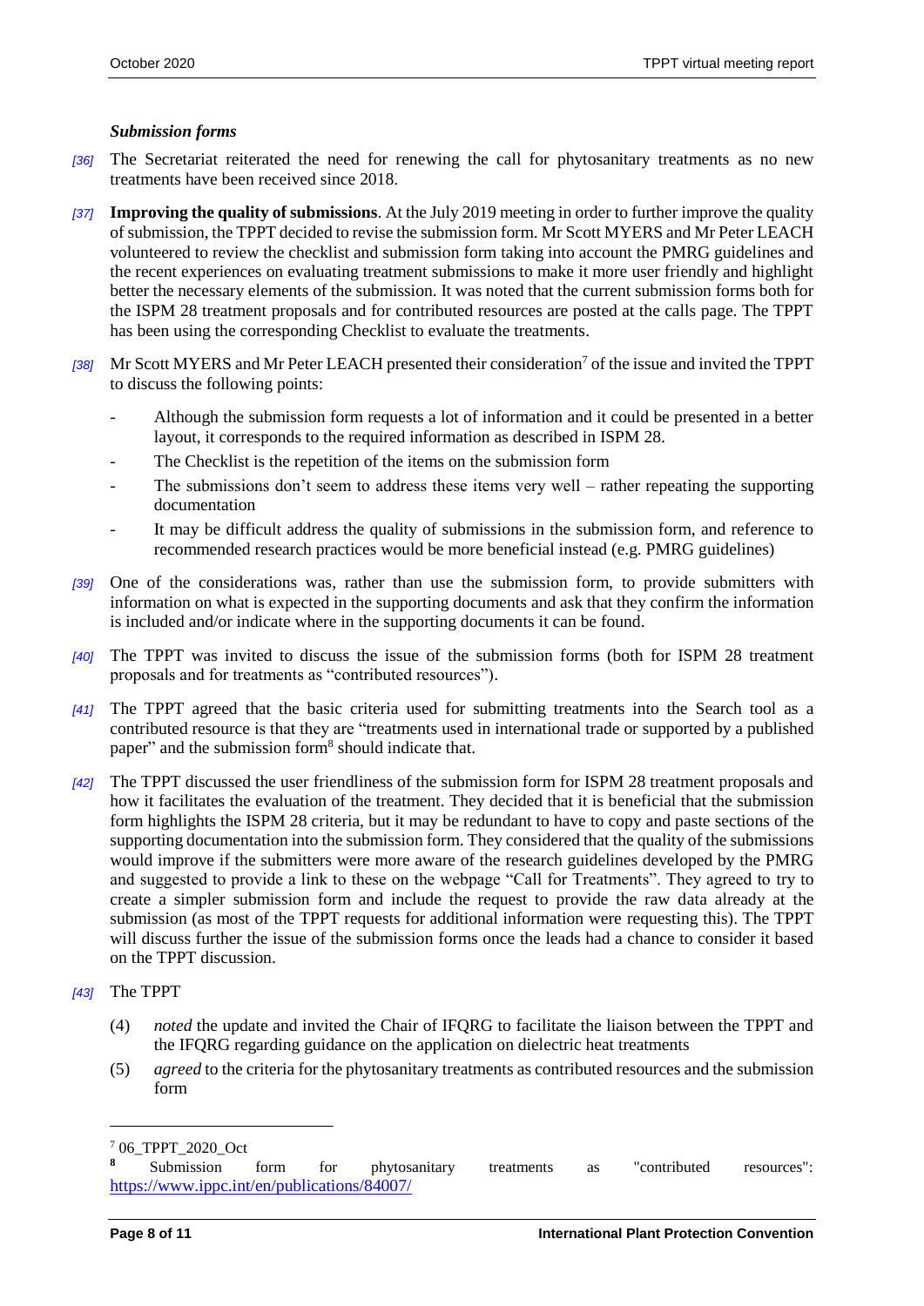### *Submission forms*

*[36]* The Secretariat reiterated the need for renewing the call for phytosanitary treatments as no new treatments have been received since 2018.

*[37]* **Improving the quality of submissions**. At the July 2019 meeting in order to further improve the quality of submission, the TPPT decided to revise the submission form. Mr Scott MYERS and Mr Peter LEACH volunteered to review the checklist and submission form taking into account the PMRG guidelines and the recent experiences on evaluating treatment submissions to make it more user friendly and highlight better the necessary elements of the submission. It was noted that the current submission forms both for the ISPM 28 treatment proposals and for contributed resources are posted at the calls page. The TPPT has been using the corresponding Checklist to evaluate the treatments.

*[38]* Mr Scott MYERS and Mr Peter LEACH presented their consideration[7] of the issue and invited the TPPT to discuss the following points:

- Although the submission form requests a lot of information and it could be presented in a better layout, it corresponds to the required information as described in ISPM 28.
- The Checklist is the repetition of the items on the submission form
- The submissions don't seem to address these items very well – rather repeating the supporting documentation
- It may be difficult address the quality of submissions in the submission form, and reference to recommended research practices would be more beneficial instead (e.g. PMRG guidelines)

*[39]* One of the considerations was, rather than use the submission form, to provide submitters with information on what is expected in the supporting documents and ask that they confirm the information is included and/or indicate where in the supporting documents it can be found.

*[40]* The TPPT was invited to discuss the issue of the submission forms (both for ISPM 28 treatment proposals and for treatments as "contributed resources").

*[41]* The TPPT agreed that the basic criteria used for submitting treatments into the Search tool as a contributed resource is that they are "treatments used in international trade or supported by a published paper" and the submission form[8] should indicate that.

*[42]* The TPPT discussed the user friendliness of the submission form for ISPM 28 treatment proposals and how it facilitates the evaluation of the treatment. They decided that it is beneficial that the submission form highlights the ISPM 28 criteria, but it may be redundant to have to copy and paste sections of the supporting documentation into the submission form. They considered that the quality of the submissions would improve if the submitters were more aware of the research guidelines developed by the PMRG and suggested to provide a link to these on the webpage "Call for Treatments". They agreed to try to create a simpler submission form and include the request to provide the raw data already at the submission (as most of the TPPT requests for additional information were requesting this). The TPPT will discuss further the issue of the submission forms once the leads had a chance to consider it based on the TPPT discussion.

*[43]* The TPPT

(4) *noted* the update and invited the Chair of IFQRG to facilitate the liaison between the TPPT and the IFQRG regarding guidance on the application on dielectric heat treatments

(5) *agreed* to the criteria for the phytosanitary treatments as contributed resources and the submission form

---

[7] 06_TPPT_2020_Oct

[8] Submission form for phytosanitary treatments as "contributed resources": https://www.ippc.int/en/publications/84007/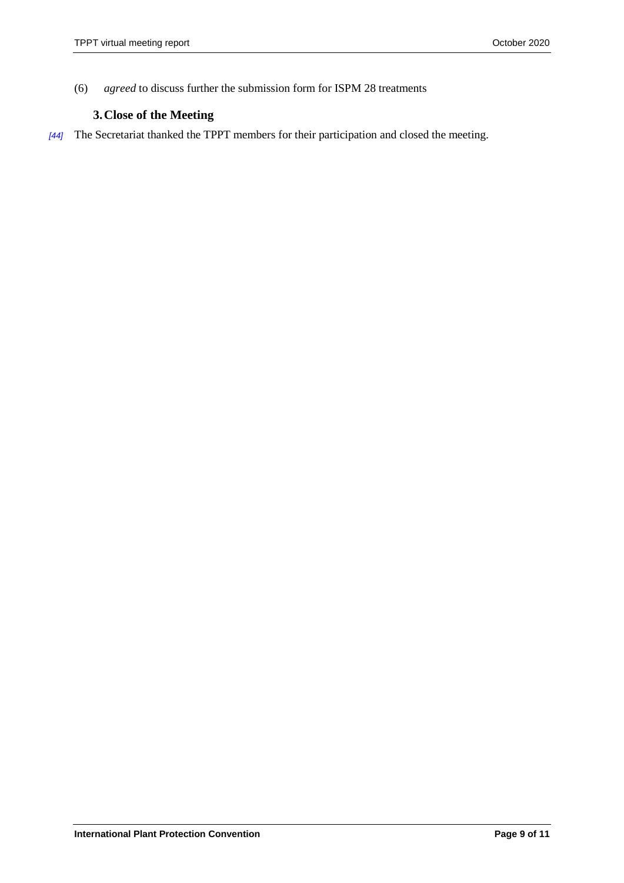(6) *agreed* to discuss further the submission form for ISPM 28 treatments

## 3. Close of the Meeting

[44] The Secretariat thanked the TPPT members for their participation and closed the meeting.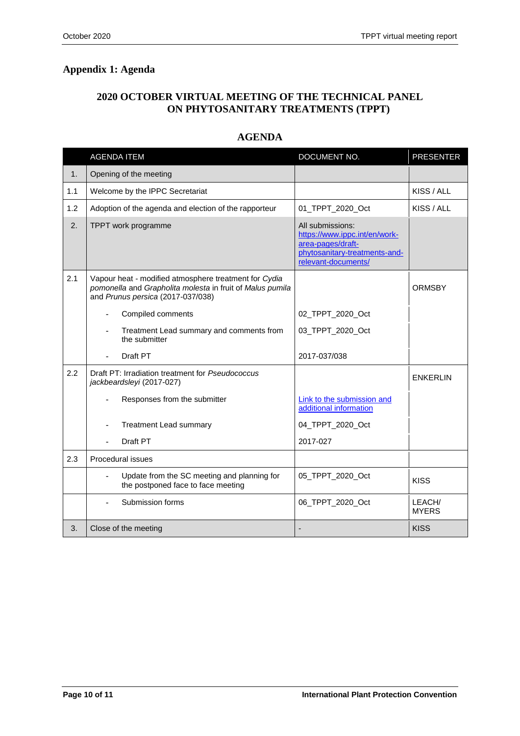## Appendix 1: Agenda

### 2020 OCTOBER VIRTUAL MEETING OF THE TECHNICAL PANEL ON PHYTOSANITARY TREATMENTS (TPPT)

### AGENDA

| | AGENDA ITEM | DOCUMENT NO. | PRESENTER |
|---|---|---|---|
| 1. | Opening of the meeting | | |
| 1.1 | Welcome by the IPPC Secretariat | | KISS / ALL |
| 1.2 | Adoption of the agenda and election of the rapporteur | 01_TPPT_2020_Oct | KISS / ALL |
| 2. | TPPT work programme | All submissions: [https://www.ippc.int/en/work-area-pages/draft-phytosanitary-treatments-and-relevant-documents/](https://www.ippc.int/en/work-area-pages/draft-phytosanitary-treatments-and-relevant-documents/) | |
| 2.1 | Vapour heat - modified atmosphere treatment for *Cydia pomonella* and *Grapholita molesta* in fruit of *Malus pumila* and *Prunus persica* (2017-037/038) | | ORMSBY |
| | - Compiled comments | 02_TPPT_2020_Oct | |
| | - Treatment Lead summary and comments from the submitter | 03_TPPT_2020_Oct | |
| | - Draft PT | 2017-037/038 | |
| 2.2 | Draft PT: Irradiation treatment for *Pseudococcus jackbeardsleyi* (2017-027) | | ENKERLIN |
| | - Responses from the submitter | Link to the submission and additional information | |
| | - Treatment Lead summary | 04_TPPT_2020_Oct | |
| | - Draft PT | 2017-027 | |
| 2.3 | Procedural issues | | |
| | - Update from the SC meeting and planning for the postponed face to face meeting | 05_TPPT_2020_Oct | KISS |
| | - Submission forms | 06_TPPT_2020_Oct | LEACH/ MYERS |
| 3. | Close of the meeting | - | KISS |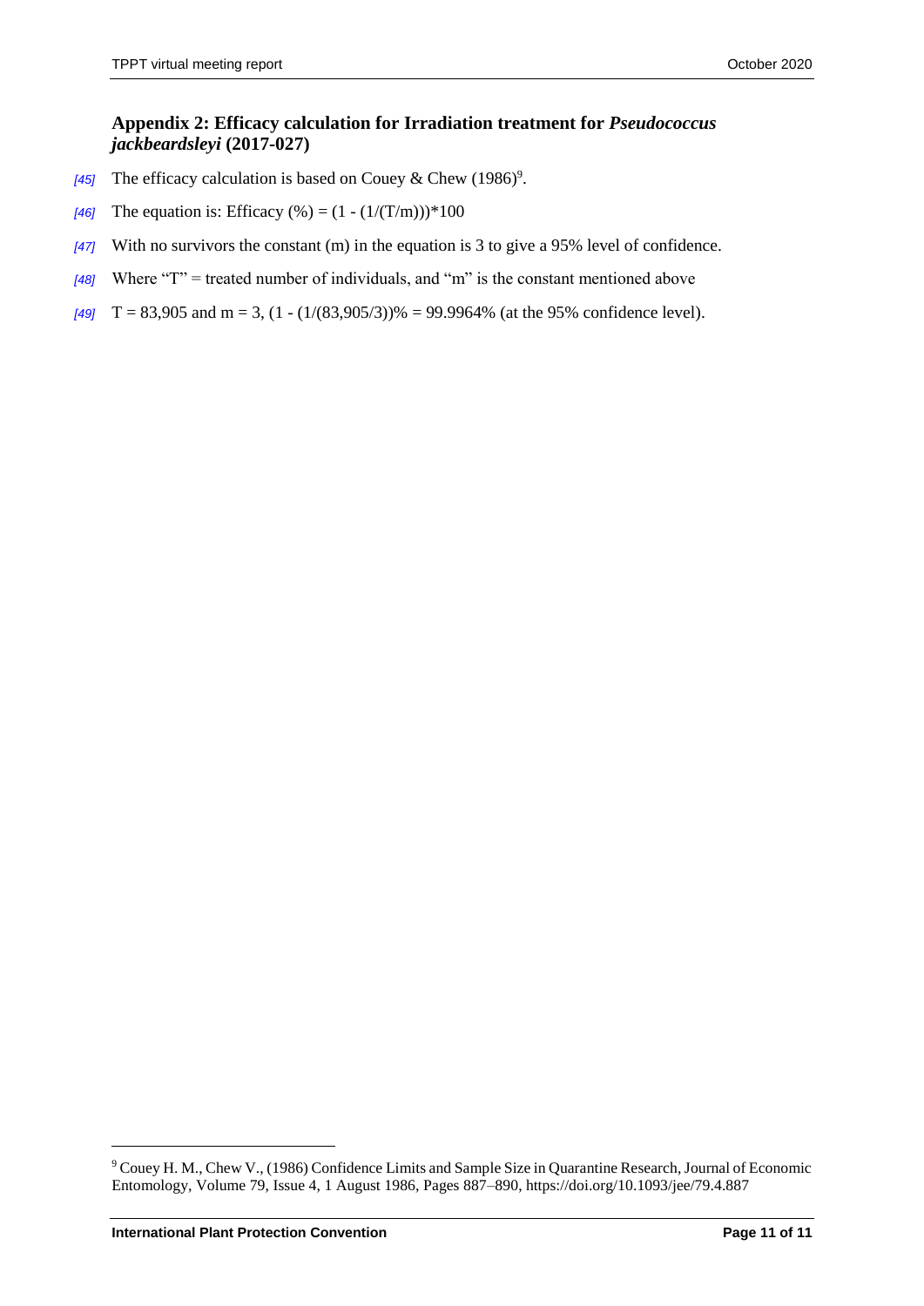## Appendix 2: Efficacy calculation for Irradiation treatment for *Pseudococcus jackbeardsleyi* (2017-027)

*[45]* The efficacy calculation is based on Couey & Chew (1986)[9].

*[46]* The equation is: Efficacy (%) = $(1 - (1/(T/m)))*100$

*[47]* With no survivors the constant (m) in the equation is 3 to give a 95% level of confidence.

*[48]* Where "T" = treated number of individuals, and "m" is the constant mentioned above

*[49]* T = 83,905 and m = 3, $(1 - (1/(83{,}905/3)))\% = 99.9964\%$ (at the 95% confidence level).

---

[9] Couey H. M., Chew V., (1986) Confidence Limits and Sample Size in Quarantine Research, Journal of Economic Entomology, Volume 79, Issue 4, 1 August 1986, Pages 887–890, https://doi.org/10.1093/jee/79.4.887